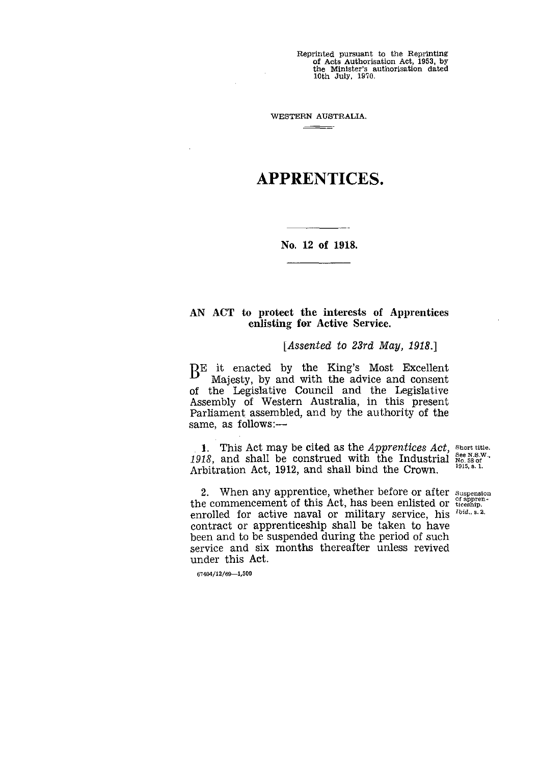Reprinted pursuant to the Reprinting of Acts Authorisation Act, 1953, by the Minister's authorisation dated 10th July, 1970.

WESTERN AUSTRALIA.

# APPRENTICES.

## No. 12 of 1918.

**AN ACT to protect the interests of Apprentices enlisting for Active Service.**

*[Assented to 23rd May, 1918.]*

BE it enacted by the King's Most Excellent Majesty, by and with the advice and consent of the Legislative Council and the Legislative Assembly of Western Australia, in this present Parliament assembled, and by the authority of the same, as follows:—

Short title. See N.S.W., No. 58 of 1915, s. 1.

1. This Act may be cited as the *Apprentices Act, 1918*, and shall be construed with the Industrial Arbitration Act, 1912, and shall bind the Crown.

Suspension of apprenticeship. *Ibid.*, s. 2.

2. When any apprentice, whether before or after the commencement of this Act, has been enlisted or enrolled for active naval or military service, his contract or apprenticeship shall be taken to have been and to be suspended during the period of such service and six months thereafter unless revived under this Act.

67404/12/69—1,500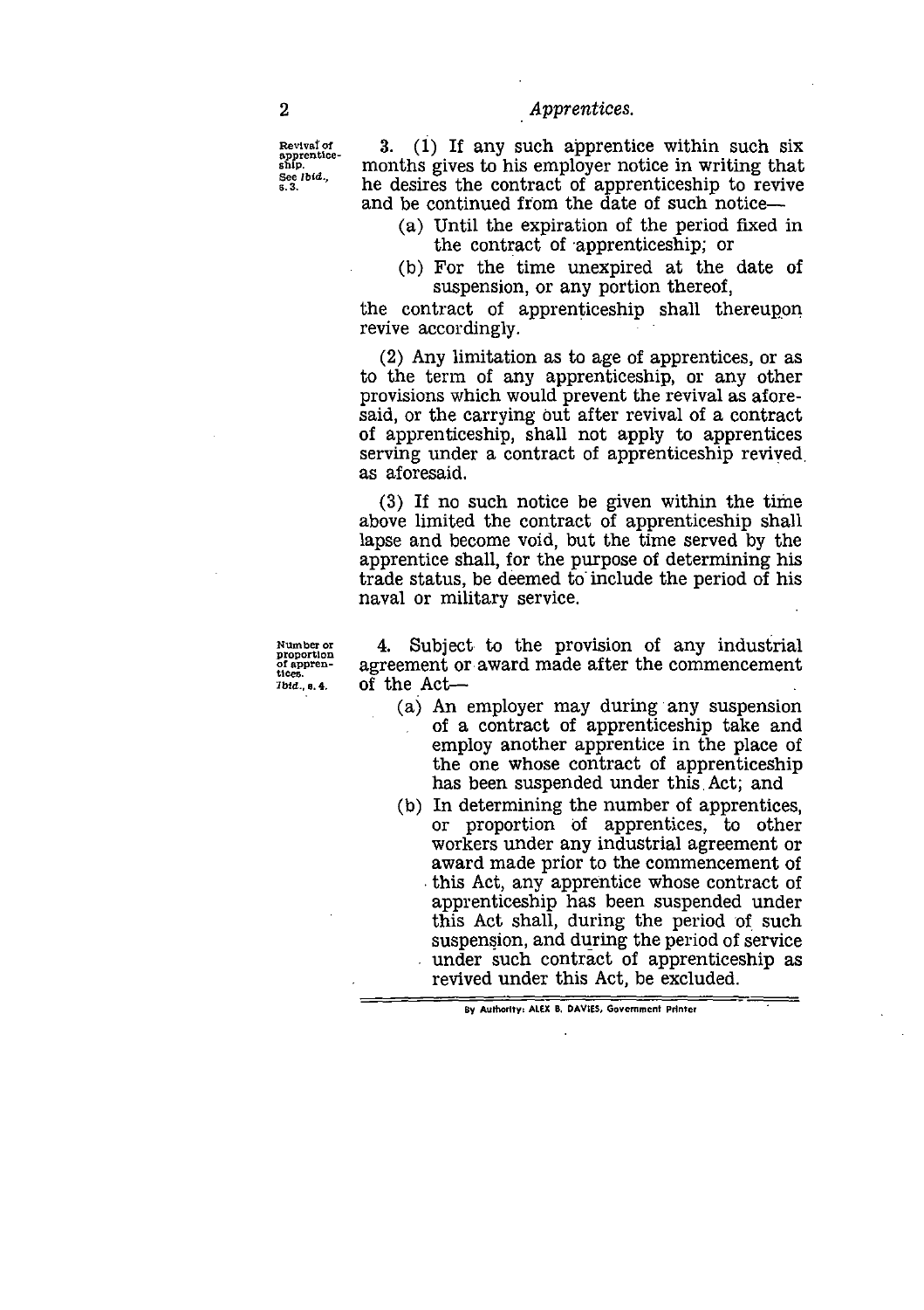*Revival of apprenticeship. See Ibid., s. 3.*

3. (1) If any such apprentice within such six months gives to his employer notice in writing that he desires the contract of apprenticeship to revive and be continued from the date of such notice—

- (a) Until the expiration of the period fixed in the contract of apprenticeship; or
- (b) For the time unexpired at the date of suspension, or any portion thereof,

the contract of apprenticeship shall thereupon revive accordingly.

(2) Any limitation as to age of apprentices, or as to the term of any apprenticeship, or any other provisions which would prevent the revival as aforesaid, or the carrying out after revival of a contract of apprenticeship, shall not apply to apprentices serving under a contract of apprenticeship revived as aforesaid.

(3) If no such notice be given within the time above limited the contract of apprenticeship shall lapse and become void, but the time served by the apprentice shall, for the purpose of determining his trade status, be deemed to include the period of his naval or military service.

*Number or proportion of apprentices. Ibid., s. 4.*

4. Subject to the provision of any industrial agreement or award made after the commencement of the Act—

- (a) An employer may during any suspension of a contract of apprenticeship take and employ another apprentice in the place of the one whose contract of apprenticeship has been suspended under this Act; and
- (b) In determining the number of apprentices, or proportion of apprentices, to other workers under any industrial agreement or award made prior to the commencement of this Act, any apprentice whose contract of apprenticeship has been suspended under this Act shall, during the period of such suspension, and during the period of service under such contract of apprenticeship as revived under this Act, be excluded.

By Authority: ALEX B. DAVIES, Government Printer